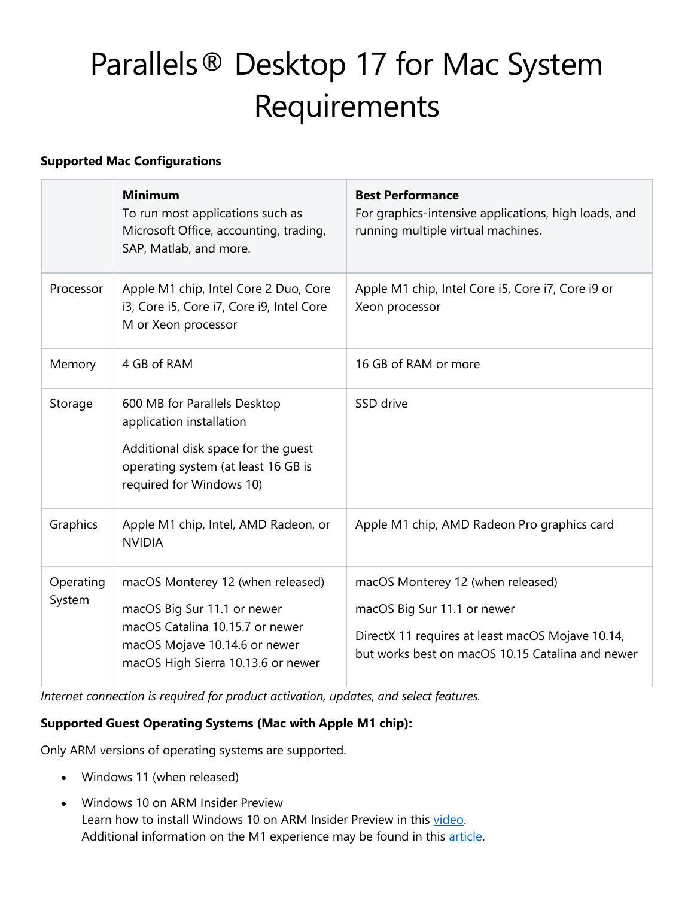# Parallels® Desktop 17 for Mac System Requirements

**Supported Mac Configurations**

| | **Minimum**<br>To run most applications such as Microsoft Office, accounting, trading, SAP, Matlab, and more. | **Best Performance**<br>For graphics-intensive applications, high loads, and running multiple virtual machines. |
|---|---|---|
| Processor | Apple M1 chip, Intel Core 2 Duo, Core i3, Core i5, Core i7, Core i9, Intel Core M or Xeon processor | Apple M1 chip, Intel Core i5, Core i7, Core i9 or Xeon processor |
| Memory | 4 GB of RAM | 16 GB of RAM or more |
| Storage | 600 MB for Parallels Desktop application installation<br>Additional disk space for the guest operating system (at least 16 GB is required for Windows 10) | SSD drive |
| Graphics | Apple M1 chip, Intel, AMD Radeon, or NVIDIA | Apple M1 chip, AMD Radeon Pro graphics card |
| Operating System | macOS Monterey 12 (when released)<br>macOS Big Sur 11.1 or newer<br>macOS Catalina 10.15.7 or newer<br>macOS Mojave 10.14.6 or newer<br>macOS High Sierra 10.13.6 or newer | macOS Monterey 12 (when released)<br>macOS Big Sur 11.1 or newer<br>DirectX 11 requires at least macOS Mojave 10.14, but works best on macOS 10.15 Catalina and newer |

*Internet connection is required for product activation, updates, and select features.*

**Supported Guest Operating Systems (Mac with Apple M1 chip):**

Only ARM versions of operating systems are supported.

- Windows 11 (when released)
- Windows 10 on ARM Insider Preview
  Learn how to install Windows 10 on ARM Insider Preview in this [video](video).
  Additional information on the M1 experience may be found in this [article](article).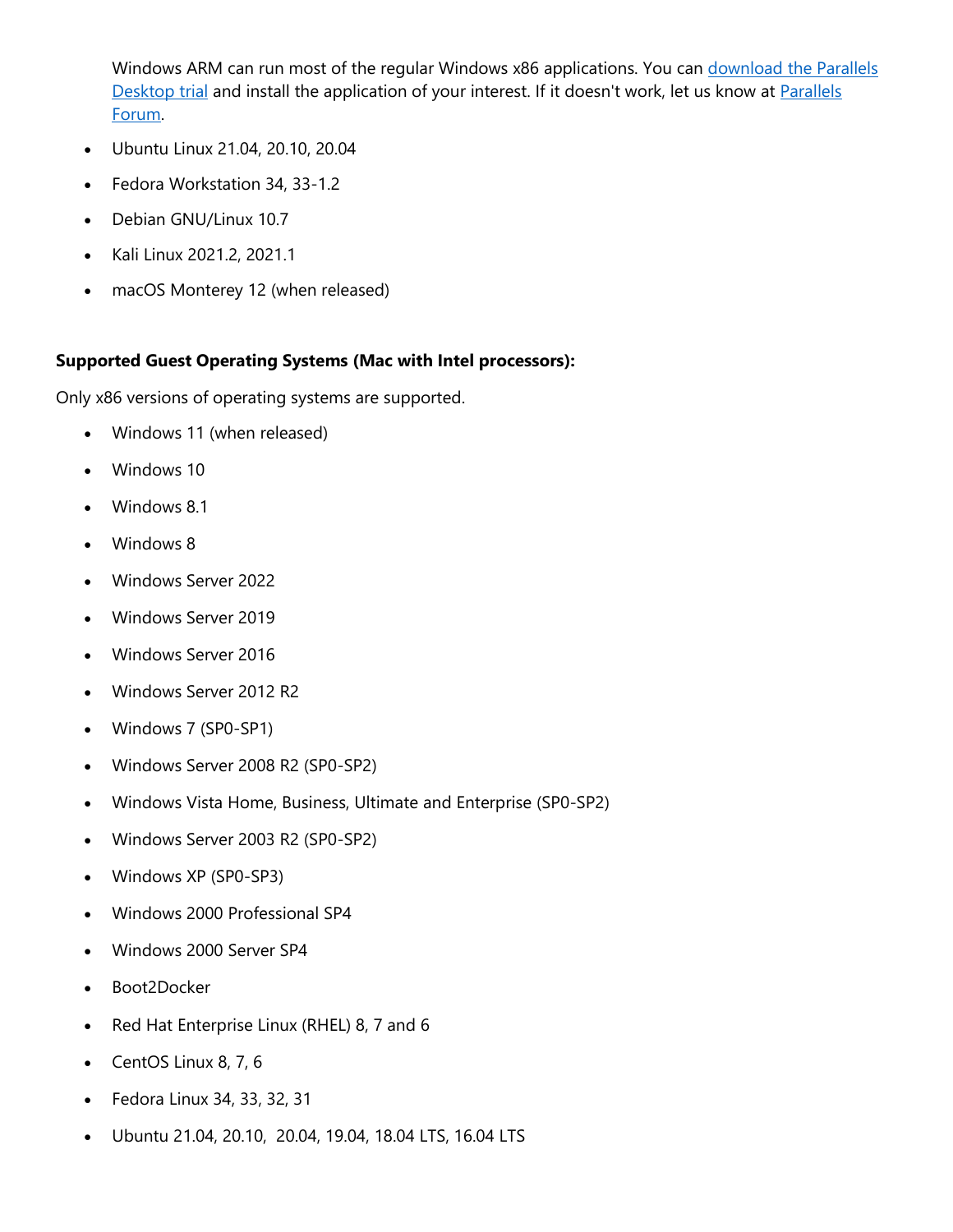Windows ARM can run most of the regular Windows x86 applications. You can [download the Parallels Desktop trial]() and install the application of your interest. If it doesn't work, let us know at [Parallels Forum]().

- Ubuntu Linux 21.04, 20.10, 20.04
- Fedora Workstation 34, 33-1.2
- Debian GNU/Linux 10.7
- Kali Linux 2021.2, 2021.1
- macOS Monterey 12 (when released)

**Supported Guest Operating Systems (Mac with Intel processors):**

Only x86 versions of operating systems are supported.

- Windows 11 (when released)
- Windows 10
- Windows 8.1
- Windows 8
- Windows Server 2022
- Windows Server 2019
- Windows Server 2016
- Windows Server 2012 R2
- Windows 7 (SP0-SP1)
- Windows Server 2008 R2 (SP0-SP2)
- Windows Vista Home, Business, Ultimate and Enterprise (SP0-SP2)
- Windows Server 2003 R2 (SP0-SP2)
- Windows XP (SP0-SP3)
- Windows 2000 Professional SP4
- Windows 2000 Server SP4
- Boot2Docker
- Red Hat Enterprise Linux (RHEL) 8, 7 and 6
- CentOS Linux 8, 7, 6
- Fedora Linux 34, 33, 32, 31
- Ubuntu 21.04, 20.10, 20.04, 19.04, 18.04 LTS, 16.04 LTS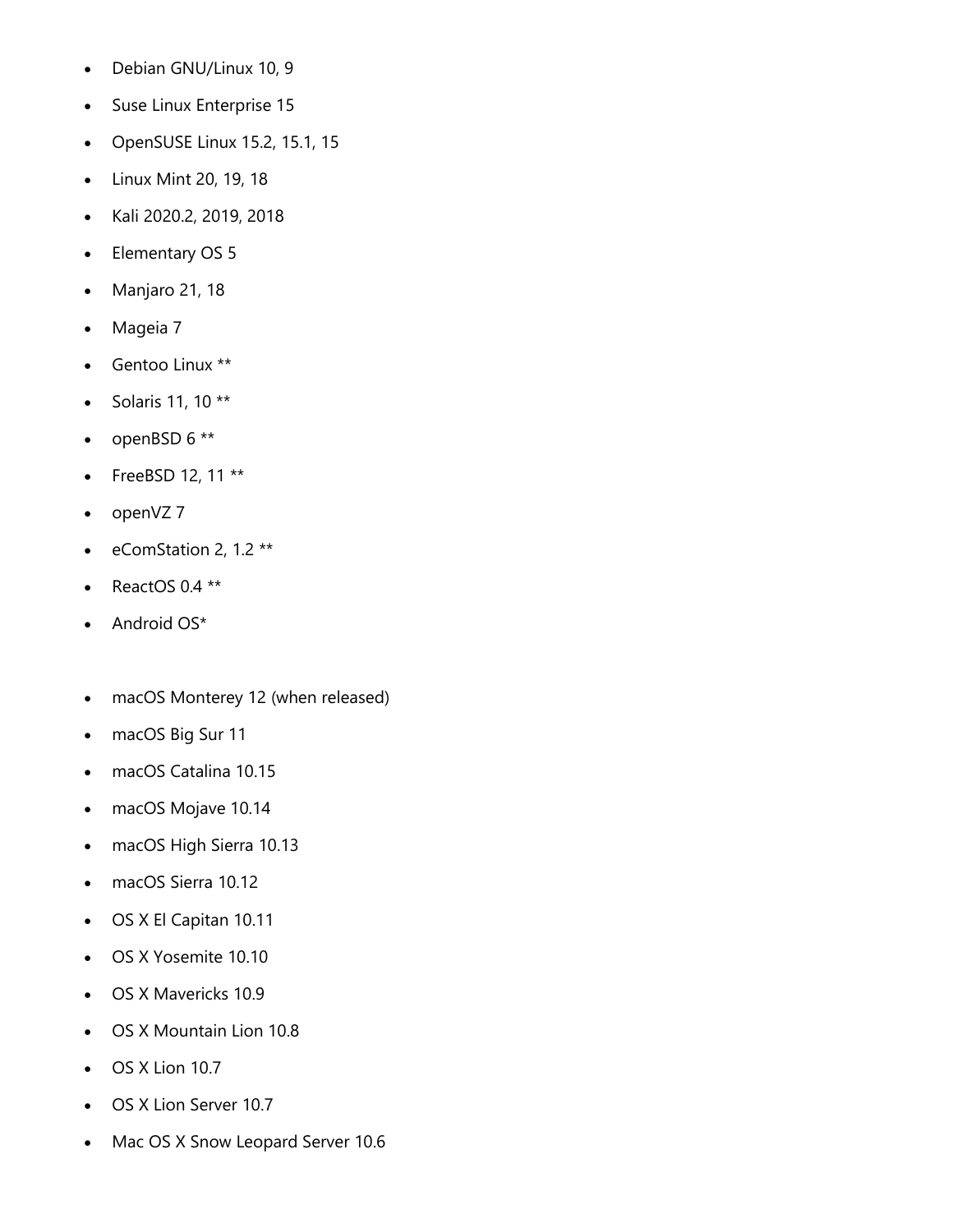- Debian GNU/Linux 10, 9
- Suse Linux Enterprise 15
- OpenSUSE Linux 15.2, 15.1, 15
- Linux Mint 20, 19, 18
- Kali 2020.2, 2019, 2018
- Elementary OS 5
- Manjaro 21, 18
- Mageia 7
- Gentoo Linux **
- Solaris 11, 10 **
- openBSD 6 **
- FreeBSD 12, 11 **
- openVZ 7
- eComStation 2, 1.2 **
- ReactOS 0.4 **
- Android OS*

- macOS Monterey 12 (when released)
- macOS Big Sur 11
- macOS Catalina 10.15
- macOS Mojave 10.14
- macOS High Sierra 10.13
- macOS Sierra 10.12
- OS X El Capitan 10.11
- OS X Yosemite 10.10
- OS X Mavericks 10.9
- OS X Mountain Lion 10.8
- OS X Lion 10.7
- OS X Lion Server 10.7
- Mac OS X Snow Leopard Server 10.6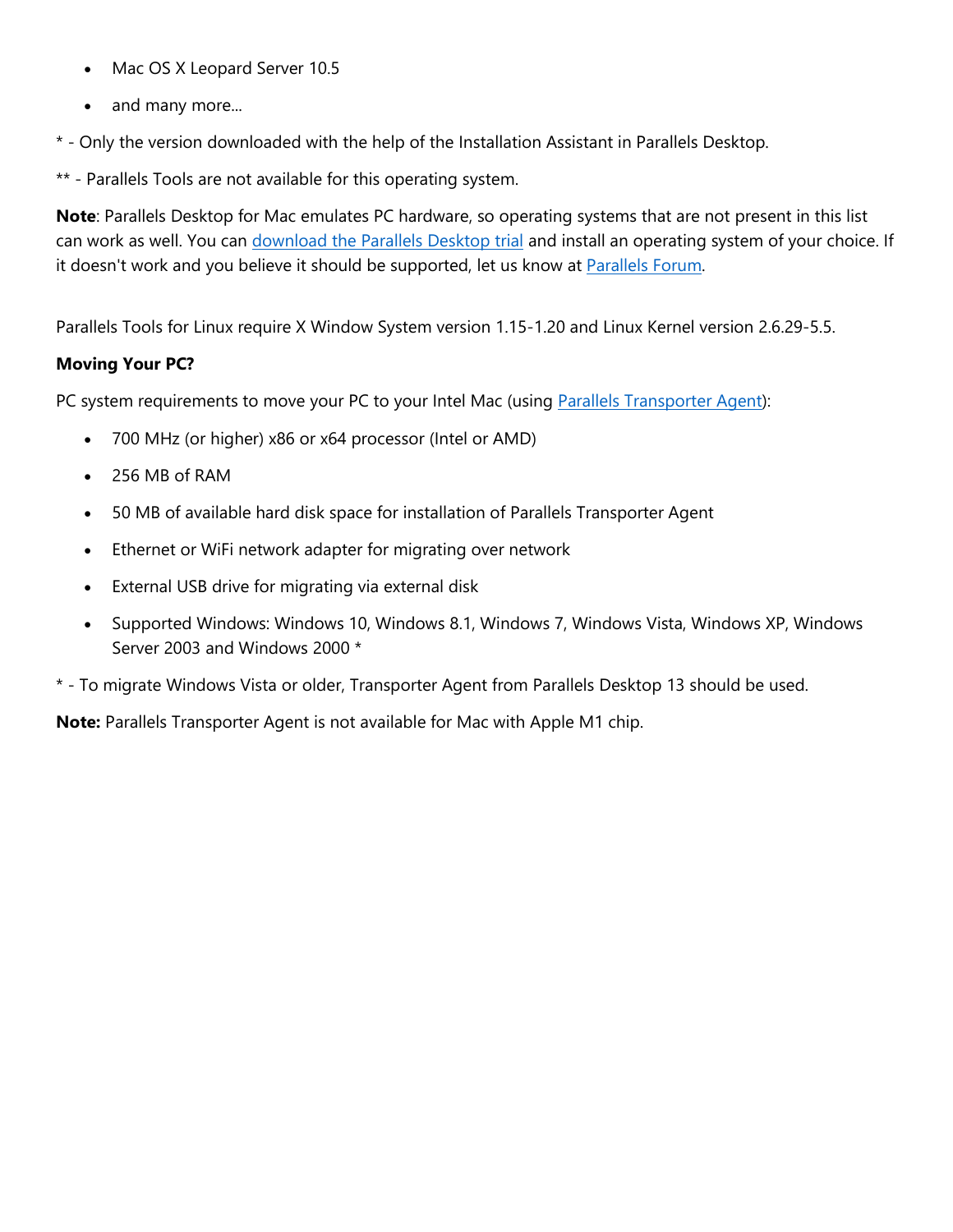- Mac OS X Leopard Server 10.5
- and many more...

* - Only the version downloaded with the help of the Installation Assistant in Parallels Desktop.

** - Parallels Tools are not available for this operating system.

**Note**: Parallels Desktop for Mac emulates PC hardware, so operating systems that are not present in this list can work as well. You can [download the Parallels Desktop trial]() and install an operating system of your choice. If it doesn't work and you believe it should be supported, let us know at [Parallels Forum]().

Parallels Tools for Linux require X Window System version 1.15-1.20 and Linux Kernel version 2.6.29-5.5.

**Moving Your PC?**

PC system requirements to move your PC to your Intel Mac (using [Parallels Transporter Agent]()):

- 700 MHz (or higher) x86 or x64 processor (Intel or AMD)
- 256 MB of RAM
- 50 MB of available hard disk space for installation of Parallels Transporter Agent
- Ethernet or WiFi network adapter for migrating over network
- External USB drive for migrating via external disk
- Supported Windows: Windows 10, Windows 8.1, Windows 7, Windows Vista, Windows XP, Windows Server 2003 and Windows 2000 *

* - To migrate Windows Vista or older, Transporter Agent from Parallels Desktop 13 should be used.

**Note:** Parallels Transporter Agent is not available for Mac with Apple M1 chip.